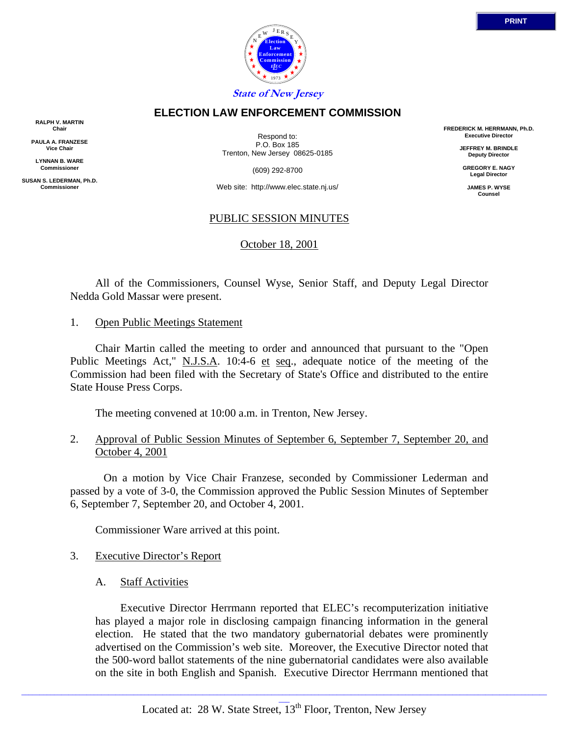PRINT

State of New Jersey

# ELECTION LAW ENFORCEMENT COMMISSION

RALPH V. MARTIN
Chair

PAULA A. FRANZESE
Vice Chair

LYNNAN B. WARE
Commissioner

SUSAN S. LEDERMAN, Ph.D.
Commissioner

Respond to:
P.O. Box 185
Trenton, New Jersey 08625-0185

(609) 292-8700

Web site: http://www.elec.state.nj.us/

FREDERICK M. HERRMANN, Ph.D.
Executive Director

JEFFREY M. BRINDLE
Deputy Director

GREGORY E. NAGY
Legal Director

JAMES P. WYSE
Counsel

PUBLIC SESSION MINUTES

October 18, 2001

All of the Commissioners, Counsel Wyse, Senior Staff, and Deputy Legal Director Nedda Gold Massar were present.

1. Open Public Meetings Statement

Chair Martin called the meeting to order and announced that pursuant to the "Open Public Meetings Act," N.J.S.A. 10:4-6 et seq., adequate notice of the meeting of the Commission had been filed with the Secretary of State's Office and distributed to the entire State House Press Corps.

The meeting convened at 10:00 a.m. in Trenton, New Jersey.

2. Approval of Public Session Minutes of September 6, September 7, September 20, and October 4, 2001

On a motion by Vice Chair Franzese, seconded by Commissioner Lederman and passed by a vote of 3-0, the Commission approved the Public Session Minutes of September 6, September 7, September 20, and October 4, 2001.

Commissioner Ware arrived at this point.

3. Executive Director's Report

A. Staff Activities

Executive Director Herrmann reported that ELEC's recomputerization initiative has played a major role in disclosing campaign financing information in the general election. He stated that the two mandatory gubernatorial debates were prominently advertised on the Commission's web site. Moreover, the Executive Director noted that the 500-word ballot statements of the nine gubernatorial candidates were also available on the site in both English and Spanish. Executive Director Herrmann mentioned that

Located at: 28 W. State Street, 13th Floor, Trenton, New Jersey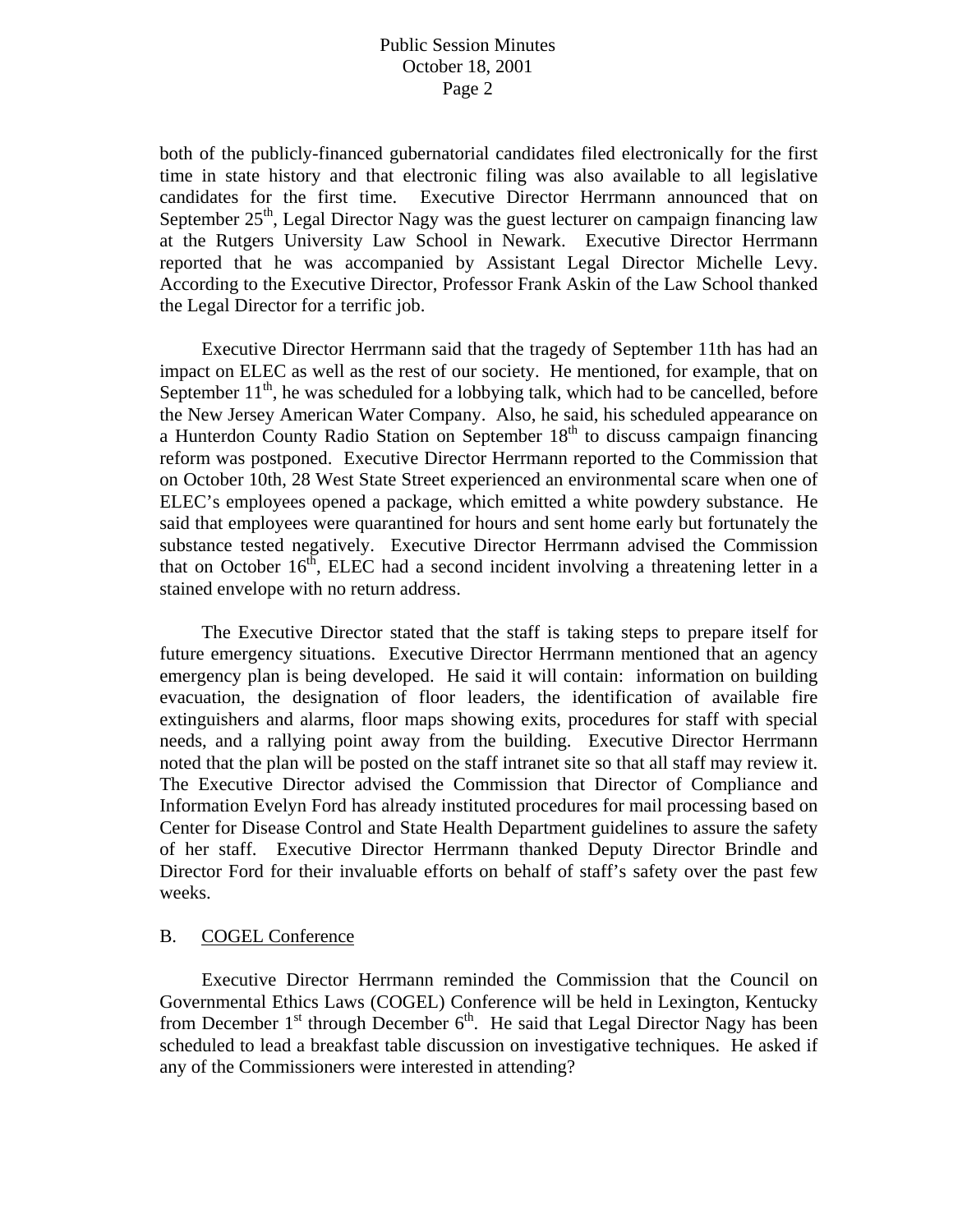both of the publicly-financed gubernatorial candidates filed electronically for the first time in state history and that electronic filing was also available to all legislative candidates for the first time. Executive Director Herrmann announced that on September 25th, Legal Director Nagy was the guest lecturer on campaign financing law at the Rutgers University Law School in Newark. Executive Director Herrmann reported that he was accompanied by Assistant Legal Director Michelle Levy. According to the Executive Director, Professor Frank Askin of the Law School thanked the Legal Director for a terrific job.

Executive Director Herrmann said that the tragedy of September 11th has had an impact on ELEC as well as the rest of our society. He mentioned, for example, that on September 11th, he was scheduled for a lobbying talk, which had to be cancelled, before the New Jersey American Water Company. Also, he said, his scheduled appearance on a Hunterdon County Radio Station on September 18th to discuss campaign financing reform was postponed. Executive Director Herrmann reported to the Commission that on October 10th, 28 West State Street experienced an environmental scare when one of ELEC's employees opened a package, which emitted a white powdery substance. He said that employees were quarantined for hours and sent home early but fortunately the substance tested negatively. Executive Director Herrmann advised the Commission that on October 16th, ELEC had a second incident involving a threatening letter in a stained envelope with no return address.

The Executive Director stated that the staff is taking steps to prepare itself for future emergency situations. Executive Director Herrmann mentioned that an agency emergency plan is being developed. He said it will contain: information on building evacuation, the designation of floor leaders, the identification of available fire extinguishers and alarms, floor maps showing exits, procedures for staff with special needs, and a rallying point away from the building. Executive Director Herrmann noted that the plan will be posted on the staff intranet site so that all staff may review it. The Executive Director advised the Commission that Director of Compliance and Information Evelyn Ford has already instituted procedures for mail processing based on Center for Disease Control and State Health Department guidelines to assure the safety of her staff. Executive Director Herrmann thanked Deputy Director Brindle and Director Ford for their invaluable efforts on behalf of staff's safety over the past few weeks.

B. COGEL Conference

Executive Director Herrmann reminded the Commission that the Council on Governmental Ethics Laws (COGEL) Conference will be held in Lexington, Kentucky from December 1st through December 6th. He said that Legal Director Nagy has been scheduled to lead a breakfast table discussion on investigative techniques. He asked if any of the Commissioners were interested in attending?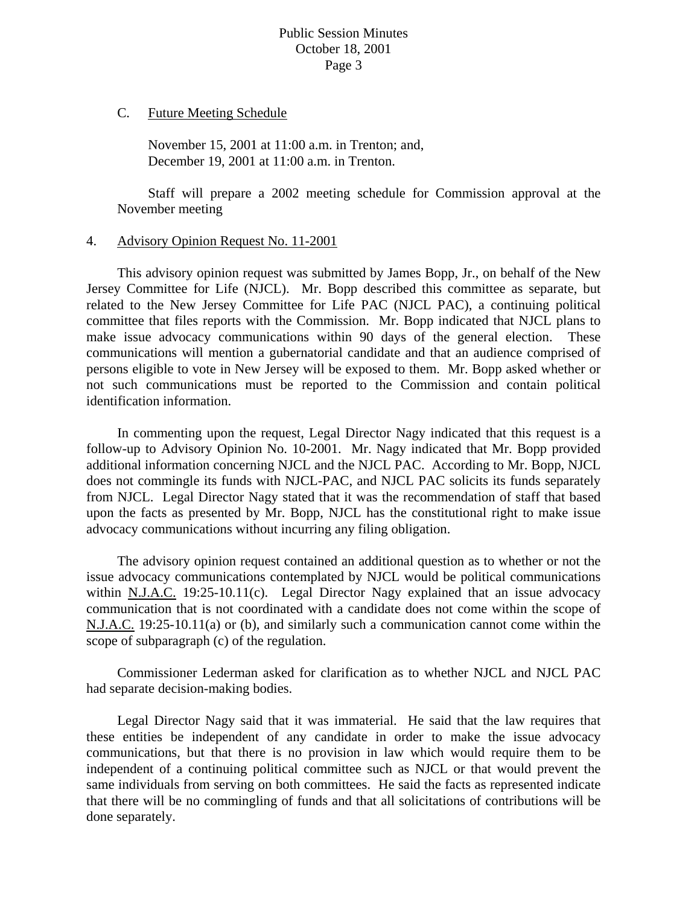C. Future Meeting Schedule

November 15, 2001 at 11:00 a.m. in Trenton; and,
December 19, 2001 at 11:00 a.m. in Trenton.

Staff will prepare a 2002 meeting schedule for Commission approval at the November meeting

4. Advisory Opinion Request No. 11-2001

This advisory opinion request was submitted by James Bopp, Jr., on behalf of the New Jersey Committee for Life (NJCL). Mr. Bopp described this committee as separate, but related to the New Jersey Committee for Life PAC (NJCL PAC), a continuing political committee that files reports with the Commission. Mr. Bopp indicated that NJCL plans to make issue advocacy communications within 90 days of the general election. These communications will mention a gubernatorial candidate and that an audience comprised of persons eligible to vote in New Jersey will be exposed to them. Mr. Bopp asked whether or not such communications must be reported to the Commission and contain political identification information.

In commenting upon the request, Legal Director Nagy indicated that this request is a follow-up to Advisory Opinion No. 10-2001. Mr. Nagy indicated that Mr. Bopp provided additional information concerning NJCL and the NJCL PAC. According to Mr. Bopp, NJCL does not commingle its funds with NJCL-PAC, and NJCL PAC solicits its funds separately from NJCL. Legal Director Nagy stated that it was the recommendation of staff that based upon the facts as presented by Mr. Bopp, NJCL has the constitutional right to make issue advocacy communications without incurring any filing obligation.

The advisory opinion request contained an additional question as to whether or not the issue advocacy communications contemplated by NJCL would be political communications within N.J.A.C. 19:25-10.11(c). Legal Director Nagy explained that an issue advocacy communication that is not coordinated with a candidate does not come within the scope of N.J.A.C. 19:25-10.11(a) or (b), and similarly such a communication cannot come within the scope of subparagraph (c) of the regulation.

Commissioner Lederman asked for clarification as to whether NJCL and NJCL PAC had separate decision-making bodies.

Legal Director Nagy said that it was immaterial. He said that the law requires that these entities be independent of any candidate in order to make the issue advocacy communications, but that there is no provision in law which would require them to be independent of a continuing political committee such as NJCL or that would prevent the same individuals from serving on both committees. He said the facts as represented indicate that there will be no commingling of funds and that all solicitations of contributions will be done separately.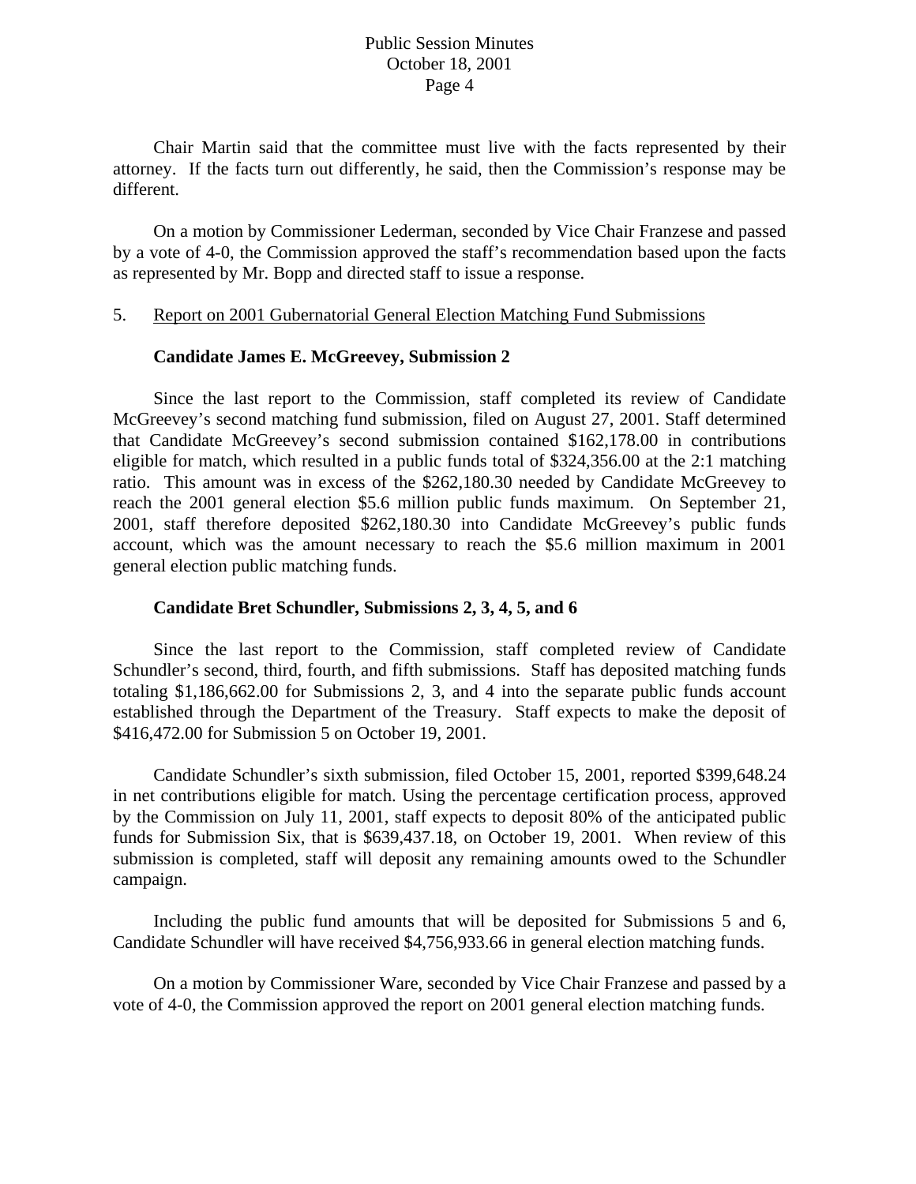Chair Martin said that the committee must live with the facts represented by their attorney. If the facts turn out differently, he said, then the Commission's response may be different.

On a motion by Commissioner Lederman, seconded by Vice Chair Franzese and passed by a vote of 4-0, the Commission approved the staff's recommendation based upon the facts as represented by Mr. Bopp and directed staff to issue a response.

5. Report on 2001 Gubernatorial General Election Matching Fund Submissions

**Candidate James E. McGreevey, Submission 2**

Since the last report to the Commission, staff completed its review of Candidate McGreevey's second matching fund submission, filed on August 27, 2001. Staff determined that Candidate McGreevey's second submission contained $162,178.00 in contributions eligible for match, which resulted in a public funds total of $324,356.00 at the 2:1 matching ratio. This amount was in excess of the $262,180.30 needed by Candidate McGreevey to reach the 2001 general election $5.6 million public funds maximum. On September 21, 2001, staff therefore deposited $262,180.30 into Candidate McGreevey's public funds account, which was the amount necessary to reach the $5.6 million maximum in 2001 general election public matching funds.

**Candidate Bret Schundler, Submissions 2, 3, 4, 5, and 6**

Since the last report to the Commission, staff completed review of Candidate Schundler's second, third, fourth, and fifth submissions. Staff has deposited matching funds totaling $1,186,662.00 for Submissions 2, 3, and 4 into the separate public funds account established through the Department of the Treasury. Staff expects to make the deposit of $416,472.00 for Submission 5 on October 19, 2001.

Candidate Schundler's sixth submission, filed October 15, 2001, reported $399,648.24 in net contributions eligible for match. Using the percentage certification process, approved by the Commission on July 11, 2001, staff expects to deposit 80% of the anticipated public funds for Submission Six, that is $639,437.18, on October 19, 2001. When review of this submission is completed, staff will deposit any remaining amounts owed to the Schundler campaign.

Including the public fund amounts that will be deposited for Submissions 5 and 6, Candidate Schundler will have received $4,756,933.66 in general election matching funds.

On a motion by Commissioner Ware, seconded by Vice Chair Franzese and passed by a vote of 4-0, the Commission approved the report on 2001 general election matching funds.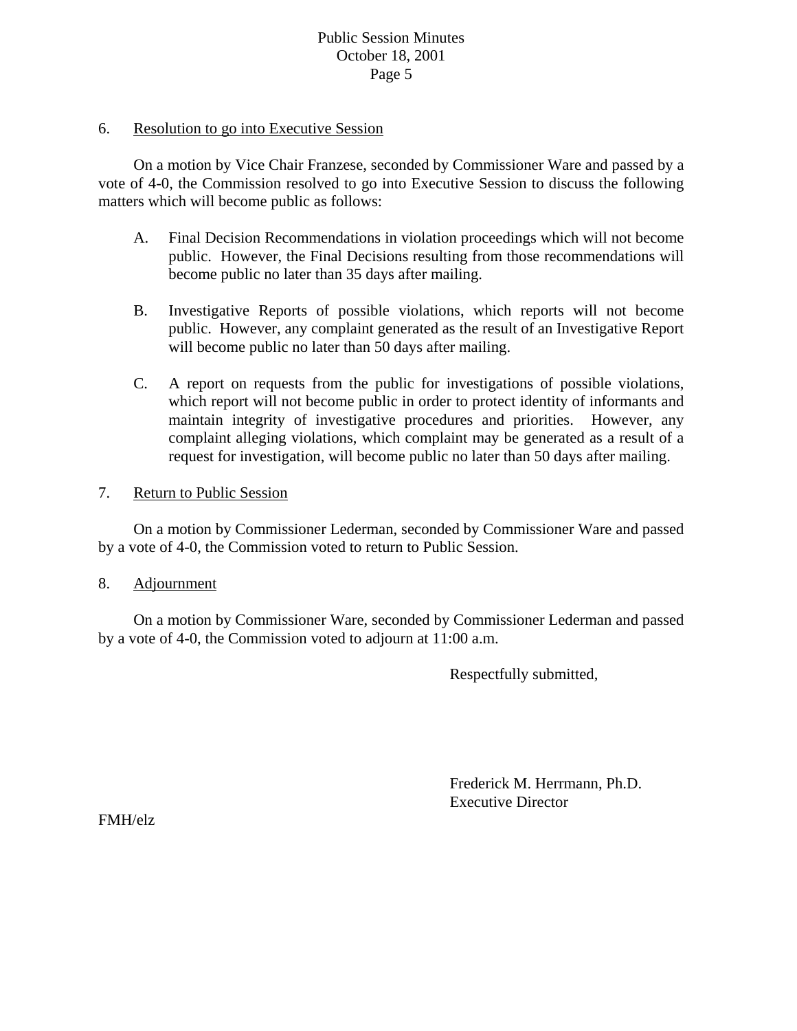6. <u>Resolution to go into Executive Session</u>

On a motion by Vice Chair Franzese, seconded by Commissioner Ware and passed by a vote of 4-0, the Commission resolved to go into Executive Session to discuss the following matters which will become public as follows:

A. Final Decision Recommendations in violation proceedings which will not become public. However, the Final Decisions resulting from those recommendations will become public no later than 35 days after mailing.

B. Investigative Reports of possible violations, which reports will not become public. However, any complaint generated as the result of an Investigative Report will become public no later than 50 days after mailing.

C. A report on requests from the public for investigations of possible violations, which report will not become public in order to protect identity of informants and maintain integrity of investigative procedures and priorities. However, any complaint alleging violations, which complaint may be generated as a result of a request for investigation, will become public no later than 50 days after mailing.

7. <u>Return to Public Session</u>

On a motion by Commissioner Lederman, seconded by Commissioner Ware and passed by a vote of 4-0, the Commission voted to return to Public Session.

8. <u>Adjournment</u>

On a motion by Commissioner Ware, seconded by Commissioner Lederman and passed by a vote of 4-0, the Commission voted to adjourn at 11:00 a.m.

Respectfully submitted,

Frederick M. Herrmann, Ph.D.
Executive Director

FMH/elz